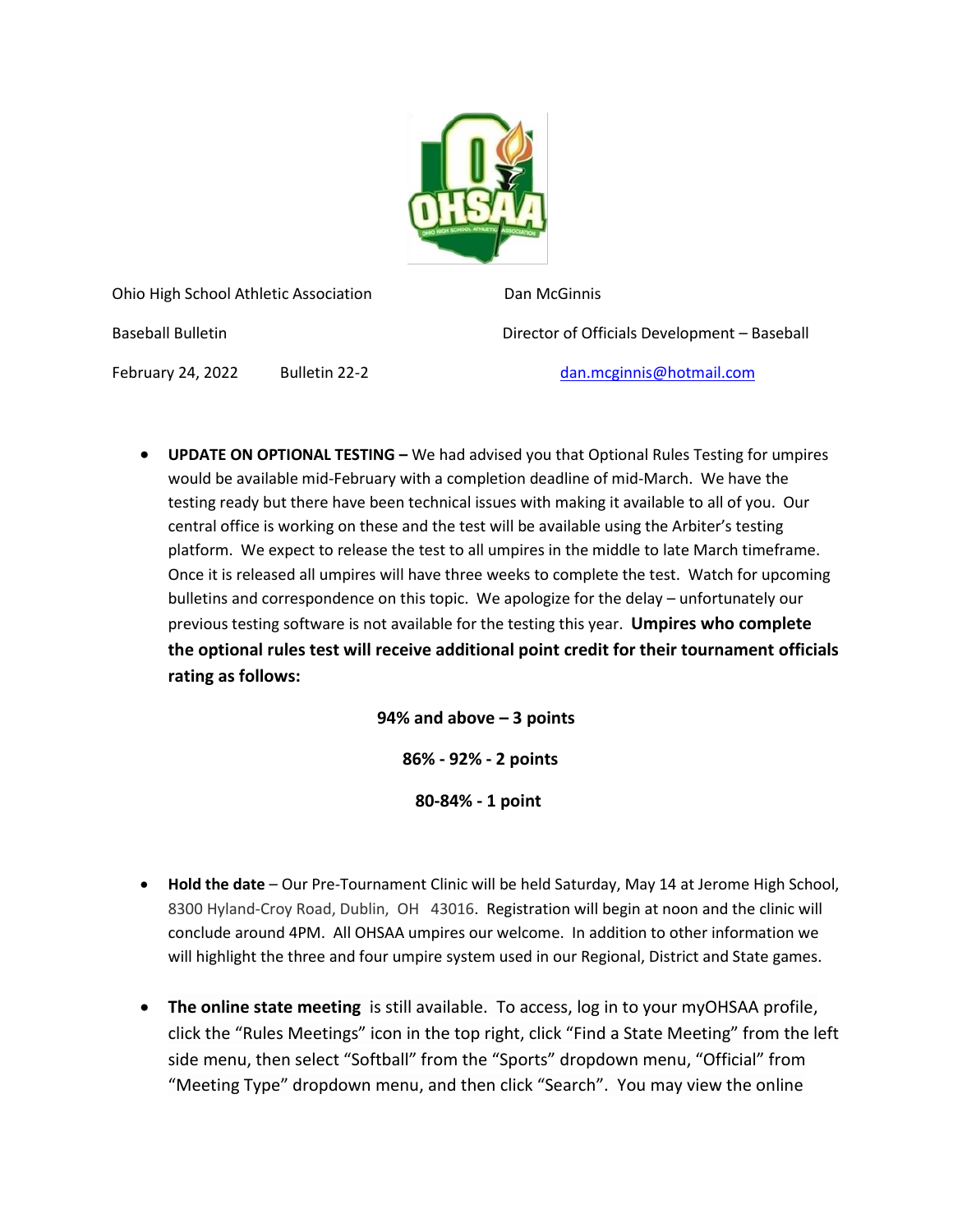Ohio High School Athletic Association

Baseball Bulletin

February 24, 2022 Bulletin 22-2

Dan McGinnis

Director of Officials Development – Baseball

dan.mcginnis@hotmail.com

- **UPDATE ON OPTIONAL TESTING –** We had advised you that Optional Rules Testing for umpires would be available mid-February with a completion deadline of mid-March. We have the testing ready but there have been technical issues with making it available to all of you. Our central office is working on these and the test will be available using the Arbiter's testing platform. We expect to release the test to all umpires in the middle to late March timeframe. Once it is released all umpires will have three weeks to complete the test. Watch for upcoming bulletins and correspondence on this topic. We apologize for the delay – unfortunately our previous testing software is not available for the testing this year. **Umpires who complete the optional rules test will receive additional point credit for their tournament officials rating as follows:**

  **94% and above – 3 points**

  **86% - 92% - 2 points**

  **80-84% - 1 point**

- **Hold the date** – Our Pre-Tournament Clinic will be held Saturday, May 14 at Jerome High School, 8300 Hyland-Croy Road, Dublin, OH 43016. Registration will begin at noon and the clinic will conclude around 4PM. All OHSAA umpires our welcome. In addition to other information we will highlight the three and four umpire system used in our Regional, District and State games.

- **The online state meeting** is still available. To access, log in to your myOHSAA profile, click the "Rules Meetings" icon in the top right, click "Find a State Meeting" from the left side menu, then select "Softball" from the "Sports" dropdown menu, "Official" from "Meeting Type" dropdown menu, and then click "Search". You may view the online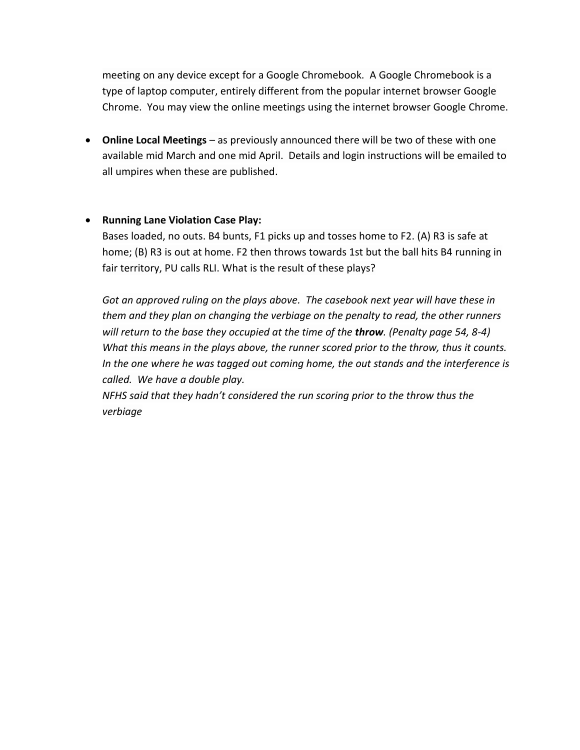meeting on any device except for a Google Chromebook. A Google Chromebook is a type of laptop computer, entirely different from the popular internet browser Google Chrome. You may view the online meetings using the internet browser Google Chrome.

- **Online Local Meetings** – as previously announced there will be two of these with one available mid March and one mid April. Details and login instructions will be emailed to all umpires when these are published.

- **Running Lane Violation Case Play:**
  Bases loaded, no outs. B4 bunts, F1 picks up and tosses home to F2. (A) R3 is safe at home; (B) R3 is out at home. F2 then throws towards 1st but the ball hits B4 running in fair territory, PU calls RLI. What is the result of these plays?

  *Got an approved ruling on the plays above. The casebook next year will have these in them and they plan on changing the verbiage on the penalty to read, the other runners will return to the base they occupied at the time of the* ***throw****. (Penalty page 54, 8-4) What this means in the plays above, the runner scored prior to the throw, thus it counts. In the one where he was tagged out coming home, the out stands and the interference is called. We have a double play.*
  *NFHS said that they hadn't considered the run scoring prior to the throw thus the verbiage*